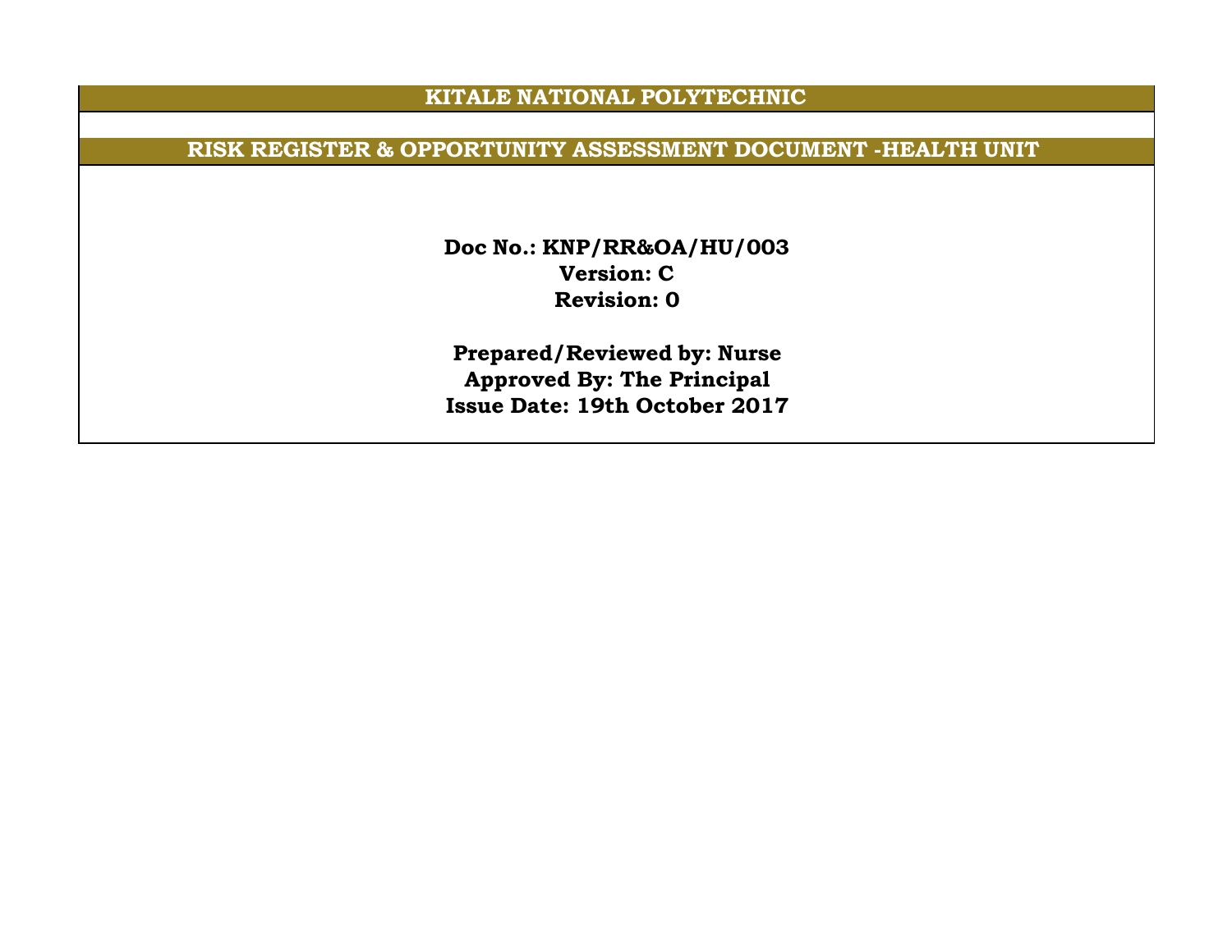# KITALE NATIONAL POLYTECHNIC

## RISK REGISTER & OPPORTUNITY ASSESSMENT DOCUMENT -HEALTH UNIT

**Doc No.: KNP/RR&OA/HU/003**
**Version: C**
**Revision: 0**

**Prepared/Reviewed by: Nurse**
**Approved By: The Principal**
**Issue Date: 19th October 2017**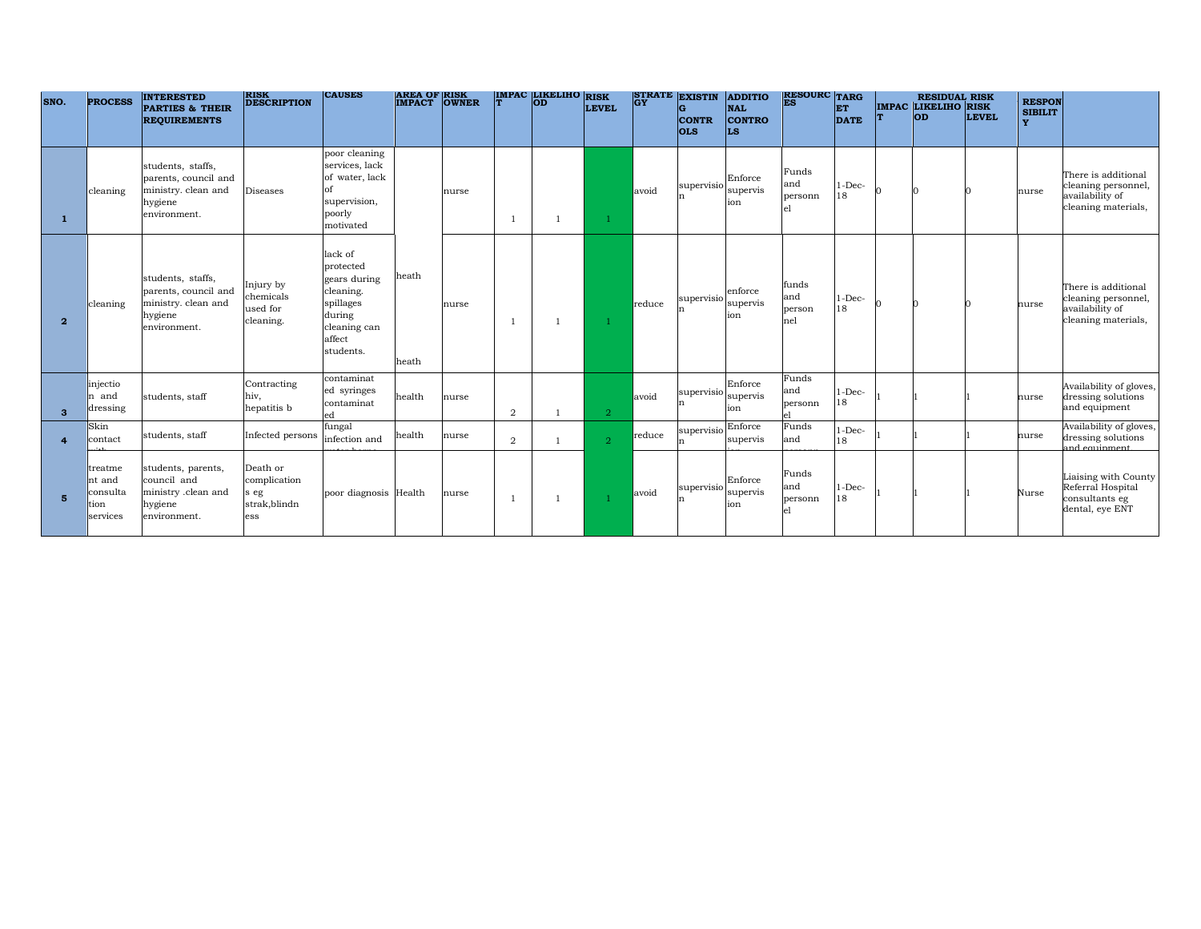| SNO. | PROCESS | INTERESTED PARTIES & THEIR REQUIREMENTS | RISK DESCRIPTION | CAUSES | AREA OF IMPACT | RISK OWNER | IMPACT | LIKELIHOOD | RISK LEVEL | STRATEGY | EXISTING CONTROLS | ADDITIONAL CONTROLS | RESOURCES | TARGET DATE | RESIDUAL RISK IMPACT | RESIDUAL RISK LIKELIHOOD | RESIDUAL RISK LEVEL | RESPONSIBILITY | |
|---|---|---|---|---|---|---|---|---|---|---|---|---|---|---|---|---|---|---|---|
| 1 | cleaning | students, staffs, parents, council and ministry. clean and hygiene environment. | Diseases | poor cleaning services, lack of water, lack of supervision, poorly motivated | heath | nurse | 1 | 1 | 1 | avoid | supervision | Enforce supervision | Funds and personnel | 1-Dec-18 | 0 | 0 | 0 | nurse | There is additional cleaning personnel, availability of cleaning materials, |
| 2 | cleaning | students, staffs, parents, council and ministry. clean and hygiene environment. | Injury by chemicals used for cleaning. | lack of protected gears during cleaning. spillages during cleaning can affect students. | heath | nurse | 1 | 1 | 1 | reduce | supervision | enforce supervision | funds and personnel | 1-Dec-18 | 0 | 0 | 0 | nurse | There is additional cleaning personnel, availability of cleaning materials, |
| 3 | injection and dressing | students, staff | Contracting hiv, hepatitis b | contaminated syringes contaminated | health | nurse | 2 | 1 | 2 | avoid | supervision | Enforce supervision | Funds and personnel | 1-Dec-18 | 1 | 1 | 1 | nurse | Availability of gloves, dressing solutions and equipment |
| 4 | Skin contact with... | students, staff | Infected persons | fungal infection and water borne... | health | nurse | 2 | 1 | 2 | reduce | supervision | Enforce supervision | Funds and personnel | 1-Dec-18 | 1 | 1 | 1 | nurse | Availability of gloves, dressing solutions and equipment |
| 5 | treatment and consultation services | students, parents, council and ministry .clean and hygiene environment. | Death or complications eg strak,blindness | poor diagnosis | Health | nurse | 1 | 1 | 1 | avoid | supervision | Enforce supervision | Funds and personnel | 1-Dec-18 | 1 | 1 | 1 | Nurse | Liaising with County Referral Hospital consultants eg dental, eye ENT |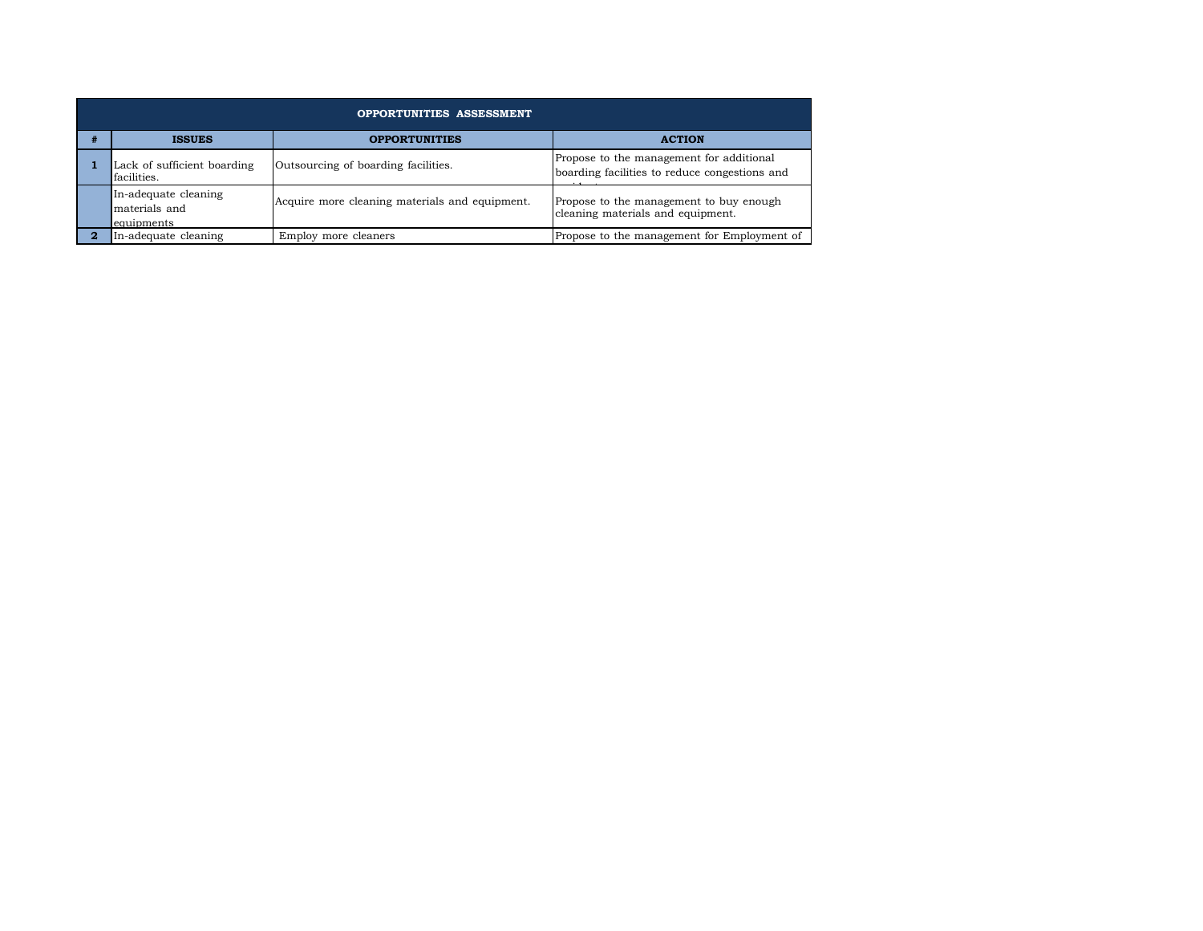| OPPORTUNITIES ASSESSMENT | | | |
|---|---|---|---|
| **#** | **ISSUES** | **OPPORTUNITIES** | **ACTION** |
| **1** | Lack of sufficient boarding facilities. | Outsourcing of boarding facilities. | Propose to the management for additional boarding facilities to reduce congestions and |
| | In-adequate cleaning materials and equipments | Acquire more cleaning materials and equipment. | Propose to the management to buy enough cleaning materials and equipment. |
| **2** | In-adequate cleaning | Employ more cleaners | Propose to the management for Employment of |